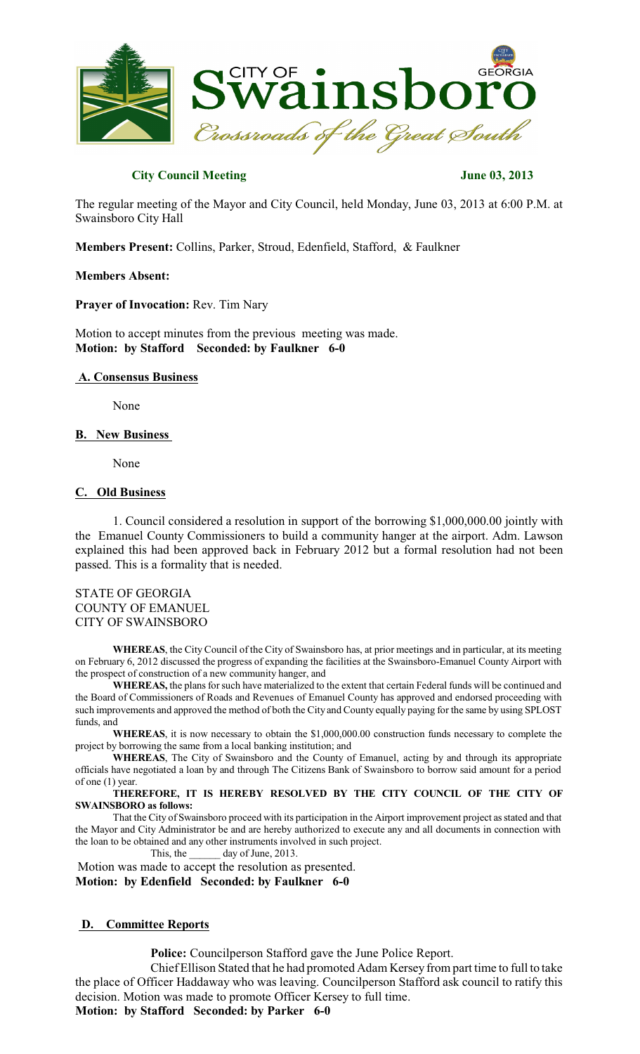**City Council Meeting** **June 03, 2013**

The regular meeting of the Mayor and City Council, held Monday, June 03, 2013 at 6:00 P.M. at Swainsboro City Hall

**Members Present:** Collins, Parker, Stroud, Edenfield, Stafford, & Faulkner

**Members Absent:**

**Prayer of Invocation:** Rev. Tim Nary

Motion to accept minutes from the previous meeting was made.
**Motion: by Stafford Seconded: by Faulkner 6-0**

## A. Consensus Business

None

## B. New Business

None

## C. Old Business

1. Council considered a resolution in support of the borrowing $1,000,000.00 jointly with the Emanuel County Commissioners to build a community hanger at the airport. Adm. Lawson explained this had been approved back in February 2012 but a formal resolution had not been passed. This is a formality that is needed.

STATE OF GEORGIA
COUNTY OF EMANUEL
CITY OF SWAINSBORO

**WHEREAS**, the City Council of the City of Swainsboro has, at prior meetings and in particular, at its meeting on February 6, 2012 discussed the progress of expanding the facilities at the Swainsboro-Emanuel County Airport with the prospect of construction of a new community hanger, and

**WHEREAS,** the plans for such have materialized to the extent that certain Federal funds will be continued and the Board of Commissioners of Roads and Revenues of Emanuel County has approved and endorsed proceeding with such improvements and approved the method of both the City and County equally paying for the same by using SPLOST funds, and

**WHEREAS**, it is now necessary to obtain the $1,000,000.00 construction funds necessary to complete the project by borrowing the same from a local banking institution; and

**WHEREAS**, The City of Swainsboro and the County of Emanuel, acting by and through its appropriate officials have negotiated a loan by and through The Citizens Bank of Swainsboro to borrow said amount for a period of one (1) year.

**THEREFORE, IT IS HEREBY RESOLVED BY THE CITY COUNCIL OF THE CITY OF SWAINSBORO as follows:**

That the City of Swainsboro proceed with its participation in the Airport improvement project as stated and that the Mayor and City Administrator be and are hereby authorized to execute any and all documents in connection with the loan to be obtained and any other instruments involved in such project.

This, the ______ day of June, 2013.

Motion was made to accept the resolution as presented.
**Motion: by Edenfield Seconded: by Faulkner 6-0**

## D. Committee Reports

**Police:** Councilperson Stafford gave the June Police Report.

Chief Ellison Stated that he had promoted Adam Kersey from part time to full to take the place of Officer Haddaway who was leaving. Councilperson Stafford ask council to ratify this decision. Motion was made to promote Officer Kersey to full time.
**Motion: by Stafford Seconded: by Parker 6-0**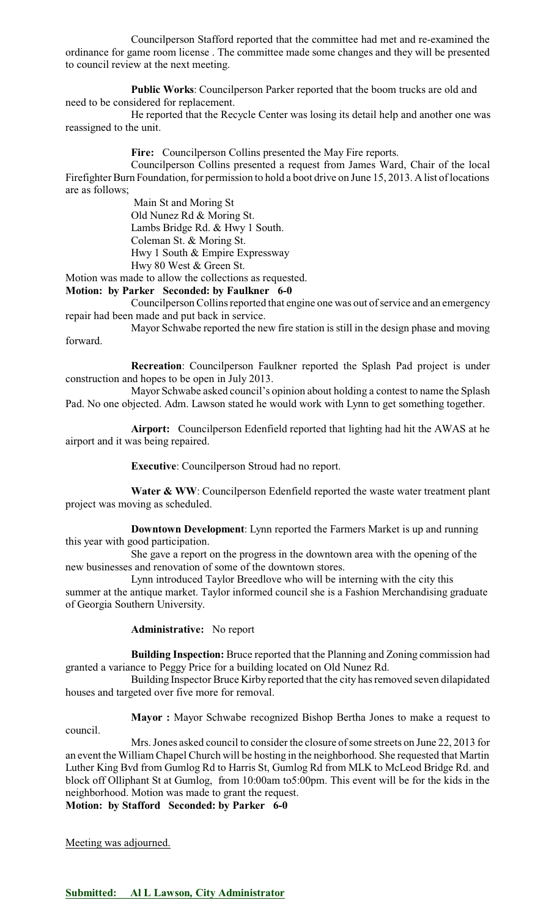Councilperson Stafford reported that the committee had met and re-examined the ordinance for game room license . The committee made some changes and they will be presented to council review at the next meeting.

**Public Works**: Councilperson Parker reported that the boom trucks are old and need to be considered for replacement.

He reported that the Recycle Center was losing its detail help and another one was reassigned to the unit.

**Fire:** Councilperson Collins presented the May Fire reports.

Councilperson Collins presented a request from James Ward, Chair of the local Firefighter Burn Foundation, for permission to hold a boot drive on June 15, 2013. A list of locations are as follows;

Main St and Moring St
Old Nunez Rd & Moring St.
Lambs Bridge Rd. & Hwy 1 South.
Coleman St. & Moring St.
Hwy 1 South & Empire Expressway
Hwy 80 West & Green St.

Motion was made to allow the collections as requested.

**Motion: by Parker Seconded: by Faulkner 6-0**

Councilperson Collins reported that engine one was out of service and an emergency repair had been made and put back in service.

Mayor Schwabe reported the new fire station is still in the design phase and moving forward.

**Recreation**: Councilperson Faulkner reported the Splash Pad project is under construction and hopes to be open in July 2013.

Mayor Schwabe asked council's opinion about holding a contest to name the Splash Pad. No one objected. Adm. Lawson stated he would work with Lynn to get something together.

**Airport:** Councilperson Edenfield reported that lighting had hit the AWAS at he airport and it was being repaired.

**Executive**: Councilperson Stroud had no report.

**Water & WW**: Councilperson Edenfield reported the waste water treatment plant project was moving as scheduled.

**Downtown Development**: Lynn reported the Farmers Market is up and running this year with good participation.

She gave a report on the progress in the downtown area with the opening of the new businesses and renovation of some of the downtown stores.

Lynn introduced Taylor Breedlove who will be interning with the city this summer at the antique market. Taylor informed council she is a Fashion Merchandising graduate of Georgia Southern University.

**Administrative:** No report

**Building Inspection:** Bruce reported that the Planning and Zoning commission had granted a variance to Peggy Price for a building located on Old Nunez Rd.

Building Inspector Bruce Kirby reported that the city has removed seven dilapidated houses and targeted over five more for removal.

**Mayor :** Mayor Schwabe recognized Bishop Bertha Jones to make a request to council.

Mrs. Jones asked council to consider the closure of some streets on June 22, 2013 for an event the William Chapel Church will be hosting in the neighborhood. She requested that Martin Luther King Bvd from Gumlog Rd to Harris St, Gumlog Rd from MLK to McLeod Bridge Rd. and block off Olliphant St at Gumlog, from 10:00am to5:00pm. This event will be for the kids in the neighborhood. Motion was made to grant the request.

**Motion: by Stafford Seconded: by Parker 6-0**

Meeting was adjourned.

**Submitted: Al L Lawson, City Administrator**